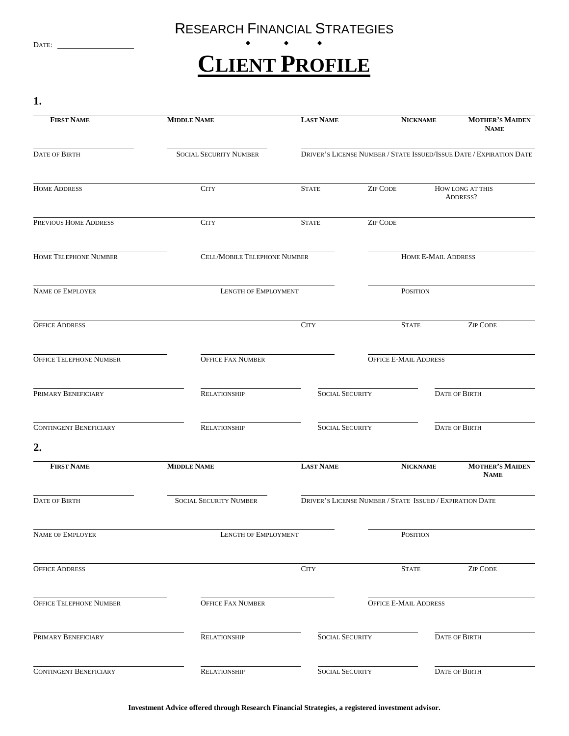DATE: \_\_\_\_\_\_\_\_\_\_\_\_\_\_\_\_

# RESEARCH FINANCIAL STRATEGIES

◆ ◆ ◆

# **CLIENT PROFILE**

**1.**

| **FIRST NAME** | **MIDDLE NAME** | **LAST NAME** | **NICKNAME** | **MOTHER'S MAIDEN NAME** |
|---|---|---|---|---|
| | | | | |

| DATE OF BIRTH | SOCIAL SECURITY NUMBER | DRIVER'S LICENSE NUMBER / STATE ISSUED/ISSUE DATE / EXPIRATION DATE |
|---|---|---|
| | | |

| HOME ADDRESS | CITY | STATE | ZIP CODE | HOW LONG AT THIS ADDRESS? |
|---|---|---|---|---|
| | | | | |

| PREVIOUS HOME ADDRESS | CITY | STATE | ZIP CODE |
|---|---|---|---|
| | | | |

| HOME TELEPHONE NUMBER | CELL/MOBILE TELEPHONE NUMBER | HOME E-MAIL ADDRESS |
|---|---|---|
| | | |

| NAME OF EMPLOYER | LENGTH OF EMPLOYMENT | POSITION |
|---|---|---|
| | | |

| OFFICE ADDRESS | CITY | STATE | ZIP CODE |
|---|---|---|---|
| | | | |

| OFFICE TELEPHONE NUMBER | OFFICE FAX NUMBER | OFFICE E-MAIL ADDRESS |
|---|---|---|
| | | |

| PRIMARY BENEFICIARY | RELATIONSHIP | SOCIAL SECURITY | DATE OF BIRTH |
|---|---|---|---|
| | | | |

| CONTINGENT BENEFICIARY | RELATIONSHIP | SOCIAL SECURITY | DATE OF BIRTH |
|---|---|---|---|
| | | | |

**2.**

| **FIRST NAME** | **MIDDLE NAME** | **LAST NAME** | **NICKNAME** | **MOTHER'S MAIDEN NAME** |
|---|---|---|---|---|
| | | | | |

| DATE OF BIRTH | SOCIAL SECURITY NUMBER | DRIVER'S LICENSE NUMBER / STATE ISSUED / EXPIRATION DATE |
|---|---|---|
| | | |

| NAME OF EMPLOYER | LENGTH OF EMPLOYMENT | POSITION |
|---|---|---|
| | | |

| OFFICE ADDRESS | CITY | STATE | ZIP CODE |
|---|---|---|---|
| | | | |

| OFFICE TELEPHONE NUMBER | OFFICE FAX NUMBER | OFFICE E-MAIL ADDRESS |
|---|---|---|
| | | |

| PRIMARY BENEFICIARY | RELATIONSHIP | SOCIAL SECURITY | DATE OF BIRTH |
|---|---|---|---|
| | | | |

| CONTINGENT BENEFICIARY | RELATIONSHIP | SOCIAL SECURITY | DATE OF BIRTH |
|---|---|---|---|
| | | | |

**Investment Advice offered through Research Financial Strategies, a registered investment advisor.**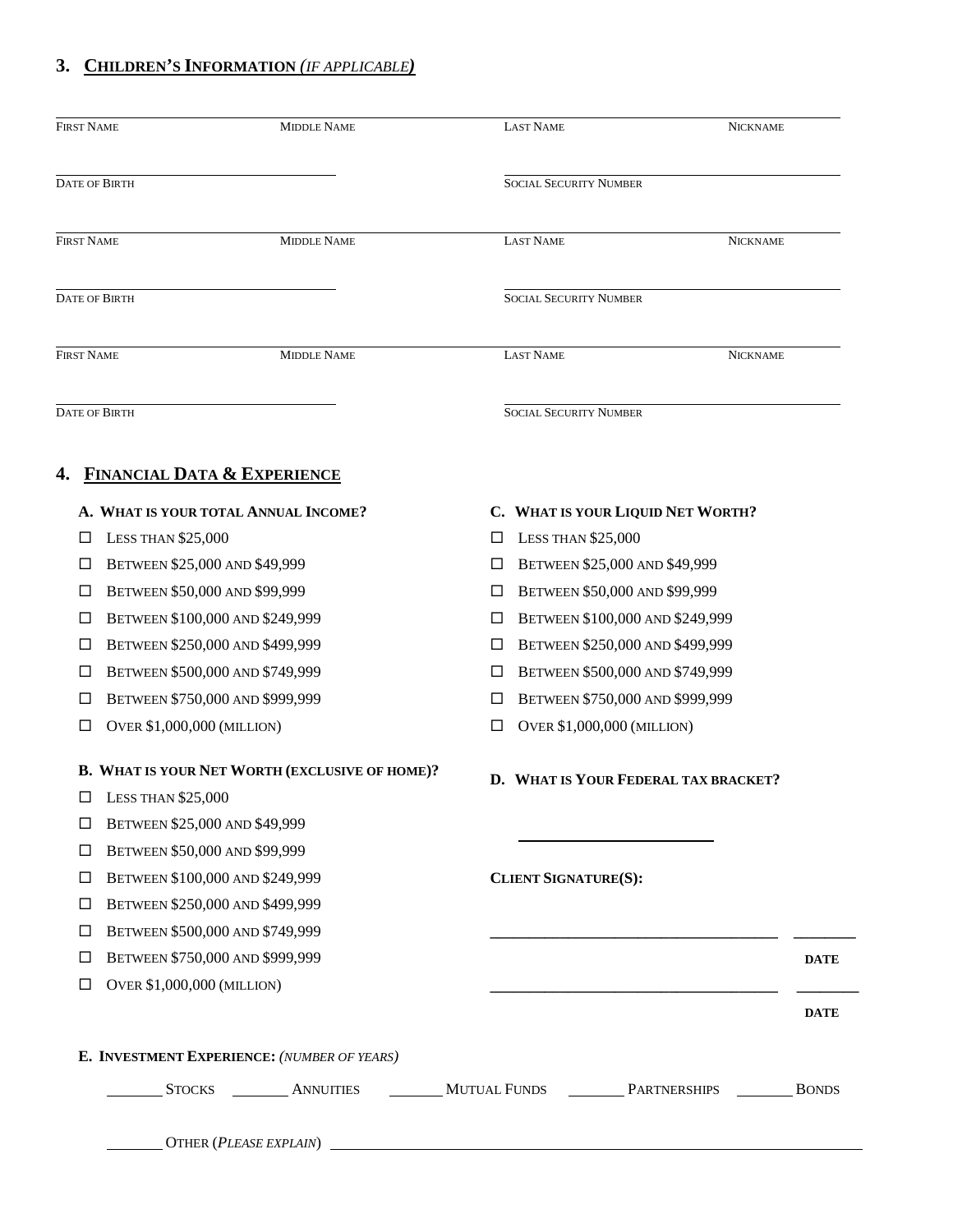## 3. CHILDREN'S INFORMATION *(IF APPLICABLE)*

| FIRST NAME | MIDDLE NAME | LAST NAME | NICKNAME |
|---|---|---|---|

| DATE OF BIRTH | SOCIAL SECURITY NUMBER |
|---|---|

| FIRST NAME | MIDDLE NAME | LAST NAME | NICKNAME |
|---|---|---|---|

| DATE OF BIRTH | SOCIAL SECURITY NUMBER |
|---|---|

| FIRST NAME | MIDDLE NAME | LAST NAME | NICKNAME |
|---|---|---|---|

| DATE OF BIRTH | SOCIAL SECURITY NUMBER |
|---|---|

## 4. FINANCIAL DATA & EXPERIENCE

**A. WHAT IS YOUR TOTAL ANNUAL INCOME?**

- ☐ LESS THAN $25,000
- ☐ BETWEEN $25,000 AND $49,999
- ☐ BETWEEN $50,000 AND $99,999
- ☐ BETWEEN $100,000 AND $249,999
- ☐ BETWEEN $250,000 AND $499,999
- ☐ BETWEEN $500,000 AND $749,999
- ☐ BETWEEN $750,000 AND $999,999
- ☐ OVER $1,000,000 (MILLION)

**B. WHAT IS YOUR NET WORTH (EXCLUSIVE OF HOME)?**

- ☐ LESS THAN $25,000
- ☐ BETWEEN $25,000 AND $49,999
- ☐ BETWEEN $50,000 AND $99,999
- ☐ BETWEEN $100,000 AND $249,999
- ☐ BETWEEN $250,000 AND $499,999
- ☐ BETWEEN $500,000 AND $749,999
- ☐ BETWEEN $750,000 AND $999,999
- ☐ OVER $1,000,000 (MILLION)

**C. WHAT IS YOUR LIQUID NET WORTH?**

- ☐ LESS THAN $25,000
- ☐ BETWEEN $25,000 AND $49,999
- ☐ BETWEEN $50,000 AND $99,999
- ☐ BETWEEN $100,000 AND $249,999
- ☐ BETWEEN $250,000 AND $499,999
- ☐ BETWEEN $500,000 AND $749,999
- ☐ BETWEEN $750,000 AND $999,999
- ☐ OVER $1,000,000 (MILLION)

**D. WHAT IS YOUR FEDERAL TAX BRACKET?**

______________________

**CLIENT SIGNATURE(S):**

______________________________ ________
**DATE**

______________________________ ________
**DATE**

**E. INVESTMENT EXPERIENCE:** *(NUMBER OF YEARS)*

_______ STOCKS _______ ANNUITIES _______ MUTUAL FUNDS _______ PARTNERSHIPS _______ BONDS

_______ OTHER (*PLEASE EXPLAIN*) ______________________________________________